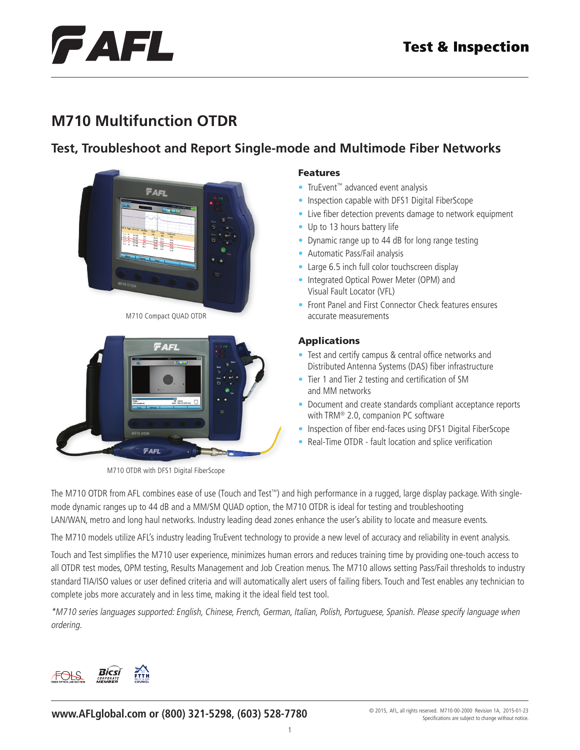# M710 Multifunction OTDR

## Test, Troubleshoot and Report Single-mode and Multimode Fiber Networks

M710 Compact QUAD OTDR

M710 OTDR with DFS1 Digital FiberScope

### Features

- TruEvent™ advanced event analysis
- Inspection capable with DFS1 Digital FiberScope
- Live fiber detection prevents damage to network equipment
- Up to 13 hours battery life
- Dynamic range up to 44 dB for long range testing
- Automatic Pass/Fail analysis
- Large 6.5 inch full color touchscreen display
- Integrated Optical Power Meter (OPM) and Visual Fault Locator (VFL)
- Front Panel and First Connector Check features ensures accurate measurements

### Applications

- Test and certify campus & central office networks and Distributed Antenna Systems (DAS) fiber infrastructure
- Tier 1 and Tier 2 testing and certification of SM and MM networks
- Document and create standards compliant acceptance reports with TRM® 2.0, companion PC software
- Inspection of fiber end-faces using DFS1 Digital FiberScope
- Real-Time OTDR - fault location and splice verification

The M710 OTDR from AFL combines ease of use (Touch and Test™) and high performance in a rugged, large display package. With single-mode dynamic ranges up to 44 dB and a MM/SM QUAD option, the M710 OTDR is ideal for testing and troubleshooting LAN/WAN, metro and long haul networks. Industry leading dead zones enhance the user's ability to locate and measure events.

The M710 models utilize AFL's industry leading TruEvent technology to provide a new level of accuracy and reliability in event analysis.

Touch and Test simplifies the M710 user experience, minimizes human errors and reduces training time by providing one-touch access to all OTDR test modes, OPM testing, Results Management and Job Creation menus. The M710 allows setting Pass/Fail thresholds to industry standard TIA/ISO values or user defined criteria and will automatically alert users of failing fibers. Touch and Test enables any technician to complete jobs more accurately and in less time, making it the ideal field test tool.

*\*M710 series languages supported: English, Chinese, French, German, Italian, Polish, Portuguese, Spanish. Please specify language when ordering.*

**www.AFLglobal.com or (800) 321-5298, (603) 528-7780**

© 2015, AFL, all rights reserved. M710-00-2000 Revision 1A, 2015-01-23
Specifications are subject to change without notice.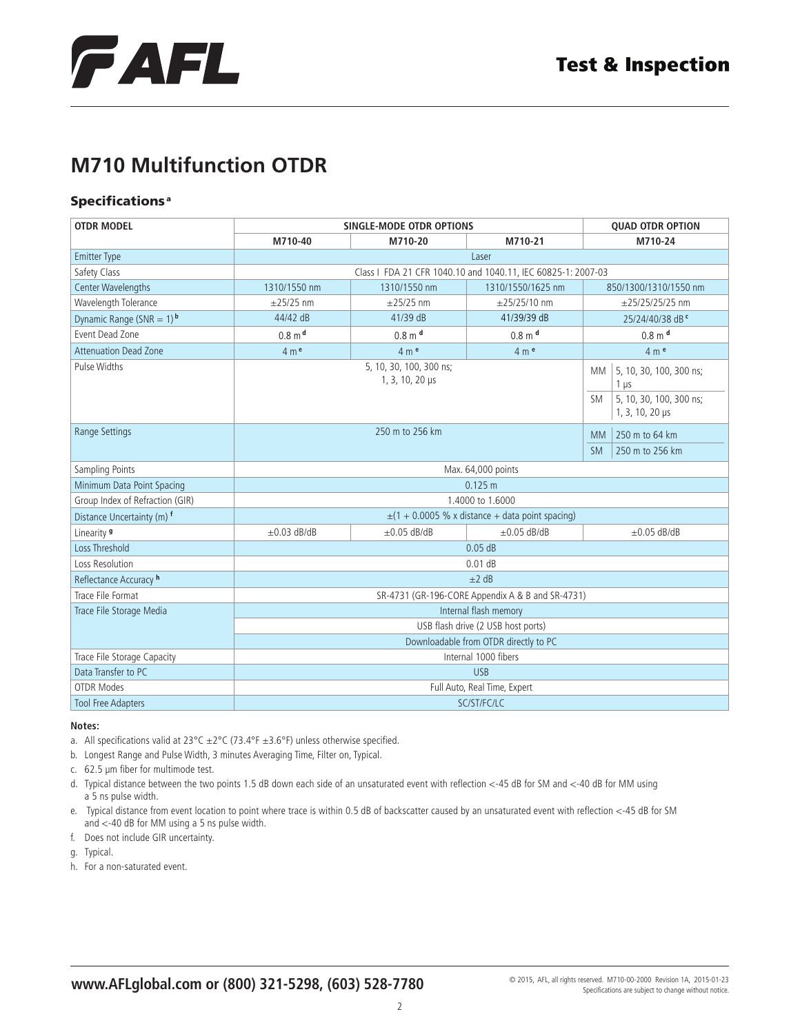## M710 Multifunction OTDR

### Specifications[a]

| OTDR MODEL | SINGLE-MODE OTDR OPTIONS | | | QUAD OTDR OPTION |
|---|---|---|---|---|
| | M710-40 | M710-20 | M710-21 | M710-24 |
| Emitter Type | Laser | | | |
| Safety Class | Class I FDA 21 CFR 1040.10 and 1040.11, IEC 60825-1: 2007-03 | | | |
| Center Wavelengths | 1310/1550 nm | 1310/1550 nm | 1310/1550/1625 nm | 850/1300/1310/1550 nm |
| Wavelength Tolerance | ±25/25 nm | ±25/25 nm | ±25/25/10 nm | ±25/25/25/25 nm |
| Dynamic Range (SNR = 1)[b] | 44/42 dB | 41/39 dB | 41/39/39 dB | 25/24/40/38 dB[c] |
| Event Dead Zone | 0.8 m[d] | 0.8 m[d] | 0.8 m[d] | 0.8 m[d] |
| Attenuation Dead Zone | 4 m[e] | 4 m[e] | 4 m[e] | 4 m[e] |
| Pulse Widths | 5, 10, 30, 100, 300 ns; 1, 3, 10, 20 µs | | | MM: 5, 10, 30, 100, 300 ns; 1 µs<br>SM: 5, 10, 30, 100, 300 ns; 1, 3, 10, 20 µs |
| Range Settings | 250 m to 256 km | | | MM: 250 m to 64 km<br>SM: 250 m to 256 km |
| Sampling Points | Max. 64,000 points | | | |
| Minimum Data Point Spacing | 0.125 m | | | |
| Group Index of Refraction (GIR) | 1.4000 to 1.6000 | | | |
| Distance Uncertainty (m)[f] | ±(1 + 0.0005 % x distance + data point spacing) | | | |
| Linearity[g] | ±0.03 dB/dB | ±0.05 dB/dB | ±0.05 dB/dB | ±0.05 dB/dB |
| Loss Threshold | 0.05 dB | | | |
| Loss Resolution | 0.01 dB | | | |
| Reflectance Accuracy[h] | ±2 dB | | | |
| Trace File Format | SR-4731 (GR-196-CORE Appendix A & B and SR-4731) | | | |
| Trace File Storage Media | Internal flash memory<br>USB flash drive (2 USB host ports)<br>Downloadable from OTDR directly to PC | | | |
| Trace File Storage Capacity | Internal 1000 fibers | | | |
| Data Transfer to PC | USB | | | |
| OTDR Modes | Full Auto, Real Time, Expert | | | |
| Tool Free Adapters | SC/ST/FC/LC | | | |

**Notes:**

a. All specifications valid at 23°C ±2°C (73.4°F ±3.6°F) unless otherwise specified.

b. Longest Range and Pulse Width, 3 minutes Averaging Time, Filter on, Typical.

c. 62.5 µm fiber for multimode test.

d. Typical distance between the two points 1.5 dB down each side of an unsaturated event with reflection <-45 dB for SM and <-40 dB for MM using a 5 ns pulse width.

e. Typical distance from event location to point where trace is within 0.5 dB of backscatter caused by an unsaturated event with reflection <-45 dB for SM and <-40 dB for MM using a 5 ns pulse width.

f. Does not include GIR uncertainty.

g. Typical.

h. For a non-saturated event.

**www.AFLglobal.com or (800) 321-5298, (603) 528-7780**

© 2015, AFL, all rights reserved. M710-00-2000 Revision 1A, 2015-01-23
Specifications are subject to change without notice.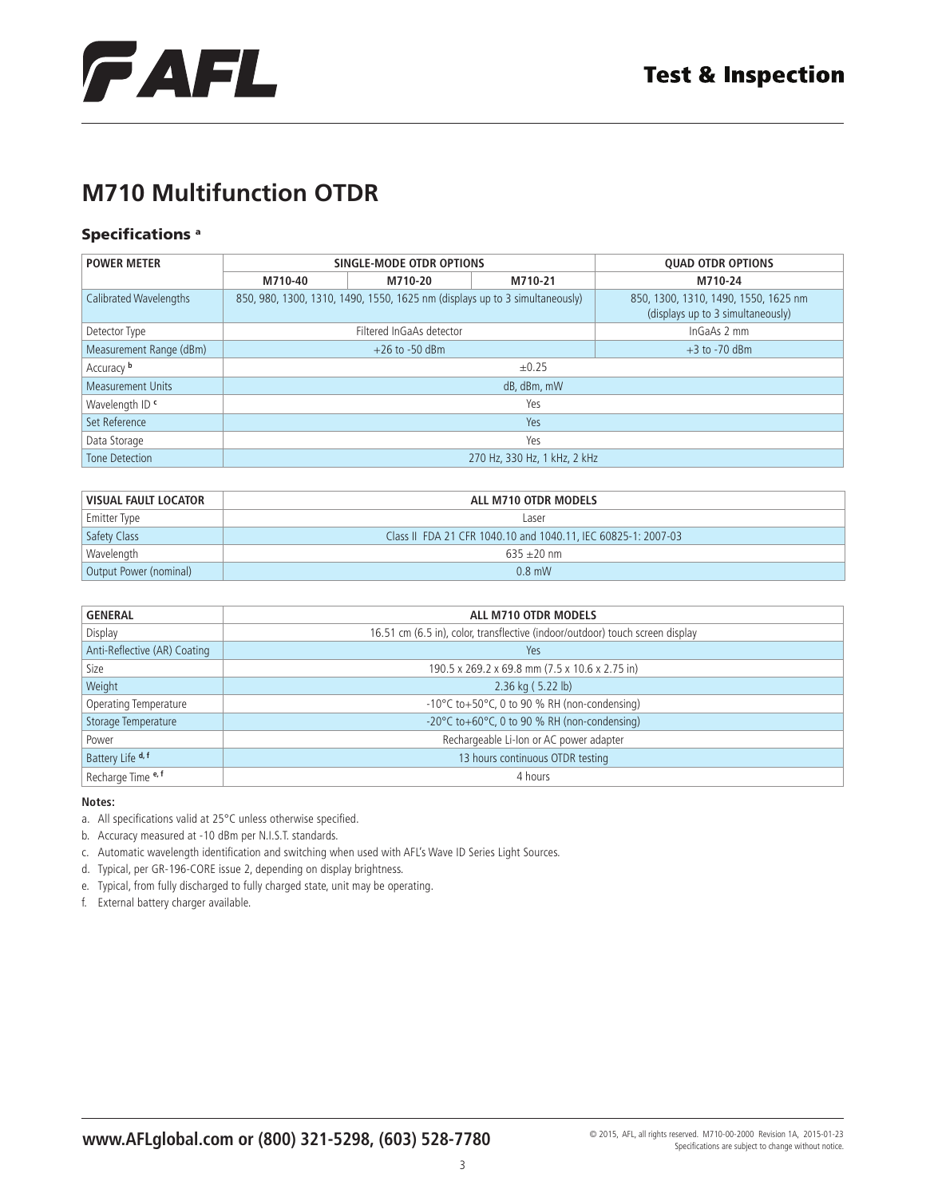# M710 Multifunction OTDR

## Specifications [a]

| POWER METER | SINGLE-MODE OTDR OPTIONS | | | QUAD OTDR OPTIONS |
|---|---|---|---|---|
| | M710-40 | M710-20 | M710-21 | M710-24 |
| Calibrated Wavelengths | 850, 980, 1300, 1310, 1490, 1550, 1625 nm (displays up to 3 simultaneously) | | | 850, 1300, 1310, 1490, 1550, 1625 nm (displays up to 3 simultaneously) |
| Detector Type | Filtered InGaAs detector | | | InGaAs 2 mm |
| Measurement Range (dBm) | +26 to -50 dBm | | | +3 to -70 dBm |
| Accuracy [b] | ±0.25 | | | |
| Measurement Units | dB, dBm, mW | | | |
| Wavelength ID [c] | Yes | | | |
| Set Reference | Yes | | | |
| Data Storage | Yes | | | |
| Tone Detection | 270 Hz, 330 Hz, 1 kHz, 2 kHz | | | |

| VISUAL FAULT LOCATOR | ALL M710 OTDR MODELS |
|---|---|
| Emitter Type | Laser |
| Safety Class | Class II FDA 21 CFR 1040.10 and 1040.11, IEC 60825-1: 2007-03 |
| Wavelength | 635 ±20 nm |
| Output Power (nominal) | 0.8 mW |

| GENERAL | ALL M710 OTDR MODELS |
|---|---|
| Display | 16.51 cm (6.5 in), color, transflective (indoor/outdoor) touch screen display |
| Anti-Reflective (AR) Coating | Yes |
| Size | 190.5 x 269.2 x 69.8 mm (7.5 x 10.6 x 2.75 in) |
| Weight | 2.36 kg ( 5.22 lb) |
| Operating Temperature | -10°C to+50°C, 0 to 90 % RH (non-condensing) |
| Storage Temperature | -20°C to+60°C, 0 to 90 % RH (non-condensing) |
| Power | Rechargeable Li-Ion or AC power adapter |
| Battery Life [d, f] | 13 hours continuous OTDR testing |
| Recharge Time [e, f] | 4 hours |

**Notes:**

a. All specifications valid at 25°C unless otherwise specified.

b. Accuracy measured at -10 dBm per N.I.S.T. standards.

c. Automatic wavelength identification and switching when used with AFL's Wave ID Series Light Sources.

d. Typical, per GR-196-CORE issue 2, depending on display brightness.

e. Typical, from fully discharged to fully charged state, unit may be operating.

f. External battery charger available.

**www.AFLglobal.com or (800) 321-5298, (603) 528-7780**

© 2015, AFL, all rights reserved. M710-00-2000 Revision 1A, 2015-01-23
Specifications are subject to change without notice.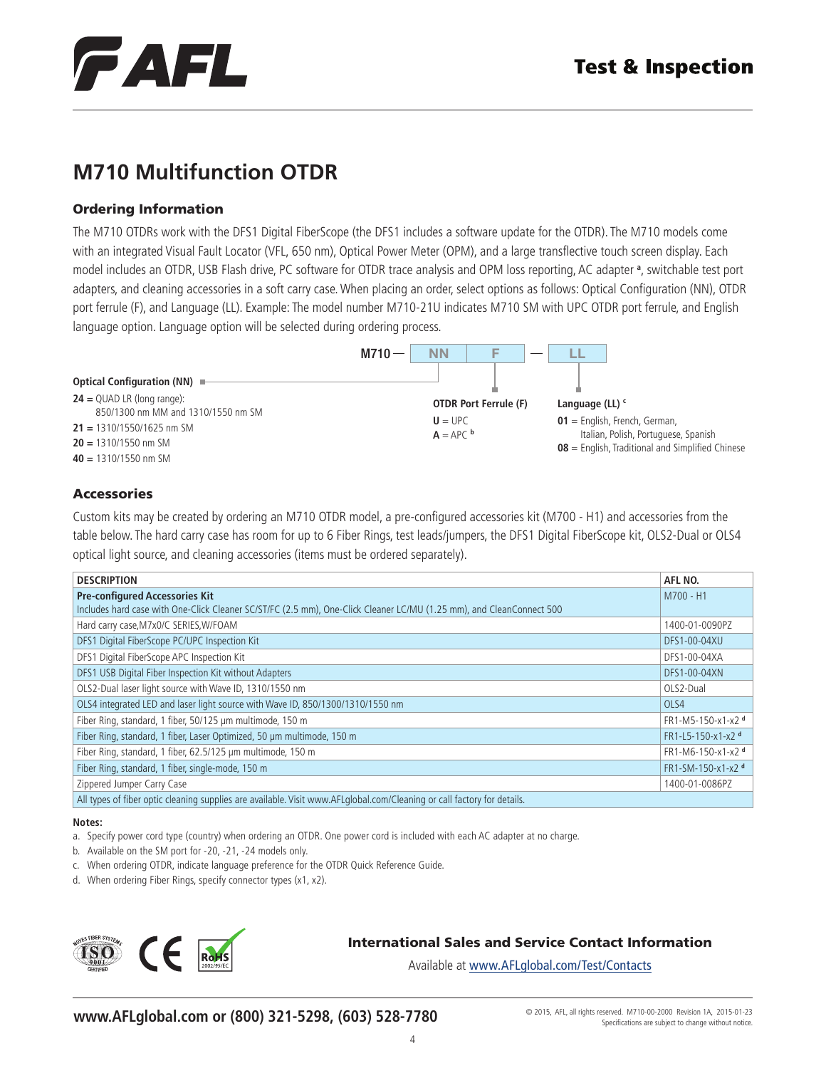**Test & Inspection**

# M710 Multifunction OTDR

## Ordering Information

The M710 OTDRs work with the DFS1 Digital FiberScope (the DFS1 includes a software update for the OTDR). The M710 models come with an integrated Visual Fault Locator (VFL, 650 nm), Optical Power Meter (OPM), and a large transflective touch screen display. Each model includes an OTDR, USB Flash drive, PC software for OTDR trace analysis and OPM loss reporting, AC adapter [a], switchable test port adapters, and cleaning accessories in a soft carry case. When placing an order, select options as follows: Optical Configuration (NN), OTDR port ferrule (F), and Language (LL). Example: The model number M710-21U indicates M710 SM with UPC OTDR port ferrule, and English language option. Language option will be selected during ordering process.

M710 — NN F — LL

**Optical Configuration (NN)**

- **24 =** QUAD LR (long range): 850/1300 nm MM and 1310/1550 nm SM
- **21 =** 1310/1550/1625 nm SM
- **20 =** 1310/1550 nm SM
- **40 =** 1310/1550 nm SM

**OTDR Port Ferrule (F)**

- **U** = UPC
- **A** = APC [b]

**Language (LL)** [c]

- **01** = English, French, German, Italian, Polish, Portuguese, Spanish
- **08** = English, Traditional and Simplified Chinese

## Accessories

Custom kits may be created by ordering an M710 OTDR model, a pre-configured accessories kit (M700 - H1) and accessories from the table below. The hard carry case has room for up to 6 Fiber Rings, test leads/jumpers, the DFS1 Digital FiberScope kit, OLS2-Dual or OLS4 optical light source, and cleaning accessories (items must be ordered separately).

| DESCRIPTION | AFL NO. |
|---|---|
| **Pre-configured Accessories Kit**<br>Includes hard case with One-Click Cleaner SC/ST/FC (2.5 mm), One-Click Cleaner LC/MU (1.25 mm), and CleanConnect 500 | M700 - H1 |
| Hard carry case,M7x0/C SERIES,W/FOAM | 1400-01-0090PZ |
| DFS1 Digital FiberScope PC/UPC Inspection Kit | DFS1-00-04XU |
| DFS1 Digital FiberScope APC Inspection Kit | DFS1-00-04XA |
| DFS1 USB Digital Fiber Inspection Kit without Adapters | DFS1-00-04XN |
| OLS2-Dual laser light source with Wave ID, 1310/1550 nm | OLS2-Dual |
| OLS4 integrated LED and laser light source with Wave ID, 850/1300/1310/1550 nm | OLS4 |
| Fiber Ring, standard, 1 fiber, 50/125 µm multimode, 150 m | FR1-M5-150-x1-x2 [d] |
| Fiber Ring, standard, 1 fiber, Laser Optimized, 50 µm multimode, 150 m | FR1-L5-150-x1-x2 [d] |
| Fiber Ring, standard, 1 fiber, 62.5/125 µm multimode, 150 m | FR1-M6-150-x1-x2 [d] |
| Fiber Ring, standard, 1 fiber, single-mode, 150 m | FR1-SM-150-x1-x2 [d] |
| Zippered Jumper Carry Case | 1400-01-0086PZ |
| All types of fiber optic cleaning supplies are available. Visit www.AFLglobal.com/Cleaning or call factory for details. | |

**Notes:**

a. Specify power cord type (country) when ordering an OTDR. One power cord is included with each AC adapter at no charge.
b. Available on the SM port for -20, -21, -24 models only.
c. When ordering OTDR, indicate language preference for the OTDR Quick Reference Guide.
d. When ordering Fiber Rings, specify connector types (x1, x2).

### International Sales and Service Contact Information

Available at www.AFLglobal.com/Test/Contacts

**www.AFLglobal.com or (800) 321-5298, (603) 528-7780**

© 2015, AFL, all rights reserved. M710-00-2000 Revision 1A, 2015-01-23
Specifications are subject to change without notice.